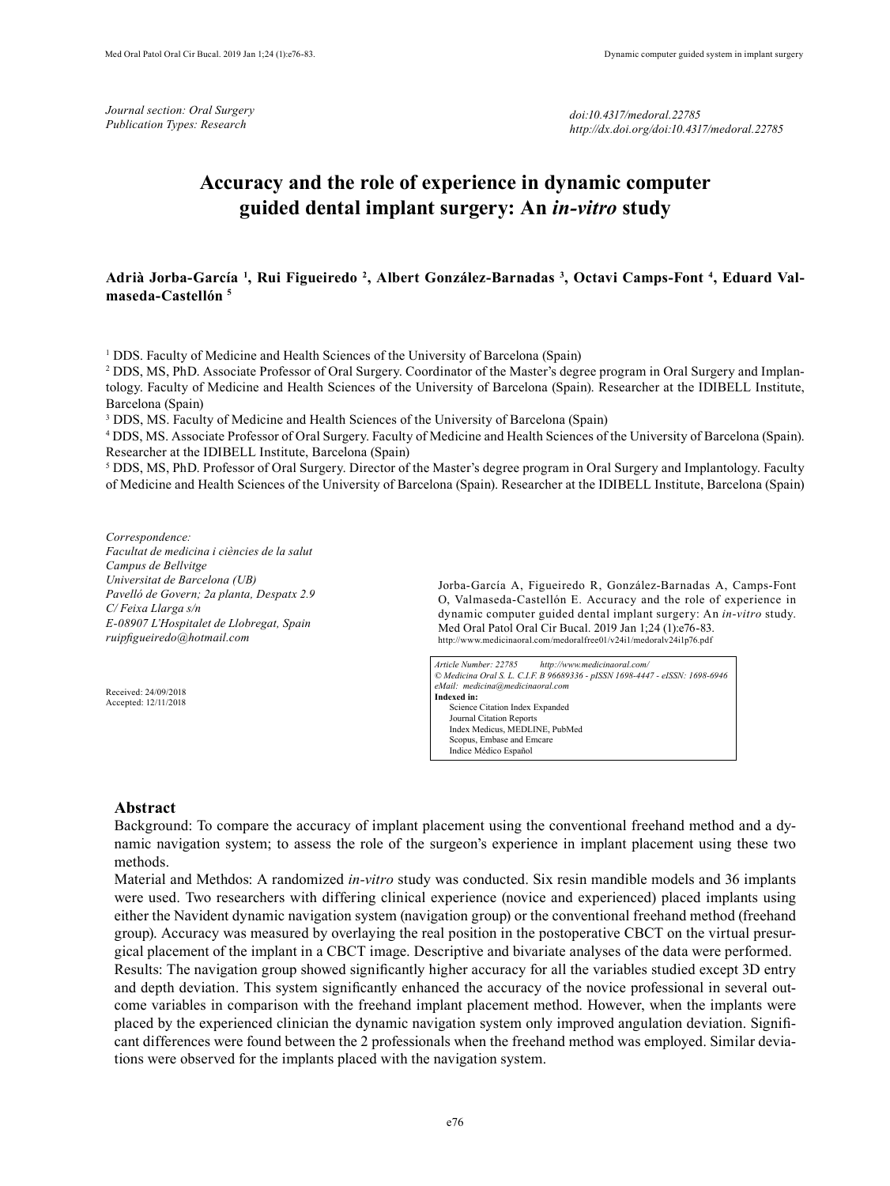*Journal section: Oral Surgery*
*Publication Types: Research*

*doi:10.4317/medoral.22785*
*http://dx.doi.org/doi:10.4317/medoral.22785*

# Accuracy and the role of experience in dynamic computer guided dental implant surgery: An *in-vitro* study

**Adrià Jorba-García [1], Rui Figueiredo [2], Albert González-Barnadas [3], Octavi Camps-Font [4], Eduard Valmaseda-Castellón [5]**

[1] DDS. Faculty of Medicine and Health Sciences of the University of Barcelona (Spain)
[2] DDS, MS, PhD. Associate Professor of Oral Surgery. Coordinator of the Master's degree program in Oral Surgery and Implantology. Faculty of Medicine and Health Sciences of the University of Barcelona (Spain). Researcher at the IDIBELL Institute, Barcelona (Spain)
[3] DDS, MS. Faculty of Medicine and Health Sciences of the University of Barcelona (Spain)
[4] DDS, MS. Associate Professor of Oral Surgery. Faculty of Medicine and Health Sciences of the University of Barcelona (Spain). Researcher at the IDIBELL Institute, Barcelona (Spain)
[5] DDS, MS, PhD. Professor of Oral Surgery. Director of the Master's degree program in Oral Surgery and Implantology. Faculty of Medicine and Health Sciences of the University of Barcelona (Spain). Researcher at the IDIBELL Institute, Barcelona (Spain)

*Correspondence:*
*Facultat de medicina i ciències de la salut*
*Campus de Bellvitge*
*Universitat de Barcelona (UB)*
*Pavelló de Govern; 2a planta, Despatx 2.9*
*C/ Feixa Llarga s/n*
*E-08907 L'Hospitalet de Llobregat, Spain*
*ruipfigueiredo@hotmail.com*

Received: 24/09/2018
Accepted: 12/11/2018

Jorba-García A, Figueiredo R, González-Barnadas A, Camps-Font O, Valmaseda-Castellón E. Accuracy and the role of experience in dynamic computer guided dental implant surgery: An *in-vitro* study. Med Oral Patol Oral Cir Bucal. 2019 Jan 1;24 (1):e76-83.
http://www.medicinaoral.com/medoralfree01/v24i1/medoralv24i1p76.pdf

*Article Number: 22785 http://www.medicinaoral.com/*
*© Medicina Oral S. L. C.I.F. B 96689336 - pISSN 1698-4447 - eISSN: 1698-6946*
*eMail: medicina@medicinaoral.com*
**Indexed in:**
Science Citation Index Expanded
Journal Citation Reports
Index Medicus, MEDLINE, PubMed
Scopus, Embase and Emcare
Indice Médico Español

## Abstract

Background: To compare the accuracy of implant placement using the conventional freehand method and a dynamic navigation system; to assess the role of the surgeon's experience in implant placement using these two methods.

Material and Methdos: A randomized *in-vitro* study was conducted. Six resin mandible models and 36 implants were used. Two researchers with differing clinical experience (novice and experienced) placed implants using either the Navident dynamic navigation system (navigation group) or the conventional freehand method (freehand group). Accuracy was measured by overlaying the real position in the postoperative CBCT on the virtual presurgical placement of the implant in a CBCT image. Descriptive and bivariate analyses of the data were performed.

Results: The navigation group showed significantly higher accuracy for all the variables studied except 3D entry and depth deviation. This system significantly enhanced the accuracy of the novice professional in several outcome variables in comparison with the freehand implant placement method. However, when the implants were placed by the experienced clinician the dynamic navigation system only improved angulation deviation. Significant differences were found between the 2 professionals when the freehand method was employed. Similar deviations were observed for the implants placed with the navigation system.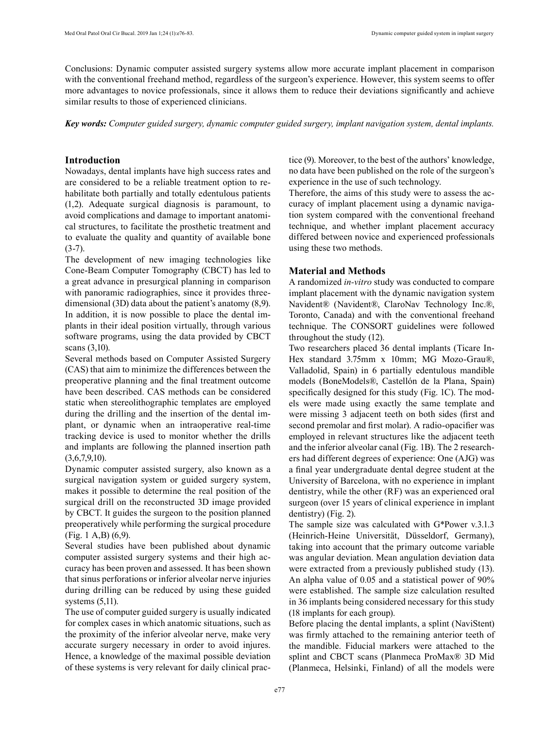Conclusions: Dynamic computer assisted surgery systems allow more accurate implant placement in comparison with the conventional freehand method, regardless of the surgeon's experience. However, this system seems to offer more advantages to novice professionals, since it allows them to reduce their deviations significantly and achieve similar results to those of experienced clinicians.

***Key words:*** *Computer guided surgery, dynamic computer guided surgery, implant navigation system, dental implants.*

## Introduction

Nowadays, dental implants have high success rates and are considered to be a reliable treatment option to rehabilitate both partially and totally edentulous patients (1,2). Adequate surgical diagnosis is paramount, to avoid complications and damage to important anatomical structures, to facilitate the prosthetic treatment and to evaluate the quality and quantity of available bone (3-7).

The development of new imaging technologies like Cone-Beam Computer Tomography (CBCT) has led to a great advance in presurgical planning in comparison with panoramic radiographies, since it provides three-dimensional (3D) data about the patient's anatomy (8,9). In addition, it is now possible to place the dental implants in their ideal position virtually, through various software programs, using the data provided by CBCT scans (3,10).

Several methods based on Computer Assisted Surgery (CAS) that aim to minimize the differences between the preoperative planning and the final treatment outcome have been described. CAS methods can be considered static when stereolithographic templates are employed during the drilling and the insertion of the dental implant, or dynamic when an intraoperative real-time tracking device is used to monitor whether the drills and implants are following the planned insertion path (3,6,7,9,10).

Dynamic computer assisted surgery, also known as a surgical navigation system or guided surgery system, makes it possible to determine the real position of the surgical drill on the reconstructed 3D image provided by CBCT. It guides the surgeon to the position planned preoperatively while performing the surgical procedure (Fig. 1 A,B) (6,9).

Several studies have been published about dynamic computer assisted surgery systems and their high accuracy has been proven and assessed. It has been shown that sinus perforations or inferior alveolar nerve injuries during drilling can be reduced by using these guided systems (5,11).

The use of computer guided surgery is usually indicated for complex cases in which anatomic situations, such as the proximity of the inferior alveolar nerve, make very accurate surgery necessary in order to avoid injures. Hence, a knowledge of the maximal possible deviation of these systems is very relevant for daily clinical practice (9). Moreover, to the best of the authors' knowledge, no data have been published on the role of the surgeon's experience in the use of such technology.

Therefore, the aims of this study were to assess the accuracy of implant placement using a dynamic navigation system compared with the conventional freehand technique, and whether implant placement accuracy differed between novice and experienced professionals using these two methods.

## Material and Methods

A randomized *in-vitro* study was conducted to compare implant placement with the dynamic navigation system Navident® (Navident®, ClaroNav Technology Inc.®, Toronto, Canada) and with the conventional freehand technique. The CONSORT guidelines were followed throughout the study (12).

Two researchers placed 36 dental implants (Ticare In-Hex standard 3.75mm x 10mm; MG Mozo-Grau®, Valladolid, Spain) in 6 partially edentulous mandible models (BoneModels®, Castellón de la Plana, Spain) specifically designed for this study (Fig. 1C). The models were made using exactly the same template and were missing 3 adjacent teeth on both sides (first and second premolar and first molar). A radio-opacifier was employed in relevant structures like the adjacent teeth and the inferior alveolar canal (Fig. 1B). The 2 researchers had different degrees of experience: One (AJG) was a final year undergraduate dental degree student at the University of Barcelona, with no experience in implant dentistry, while the other (RF) was an experienced oral surgeon (over 15 years of clinical experience in implant dentistry) (Fig. 2).

The sample size was calculated with G*Power v.3.1.3 (Heinrich-Heine Universität, Düsseldorf, Germany), taking into account that the primary outcome variable was angular deviation. Mean angulation deviation data were extracted from a previously published study (13). An alpha value of 0.05 and a statistical power of 90% were established. The sample size calculation resulted in 36 implants being considered necessary for this study (18 implants for each group).

Before placing the dental implants, a splint (NaviStent) was firmly attached to the remaining anterior teeth of the mandible. Fiducial markers were attached to the splint and CBCT scans (Planmeca ProMax® 3D Mid (Planmeca, Helsinki, Finland) of all the models were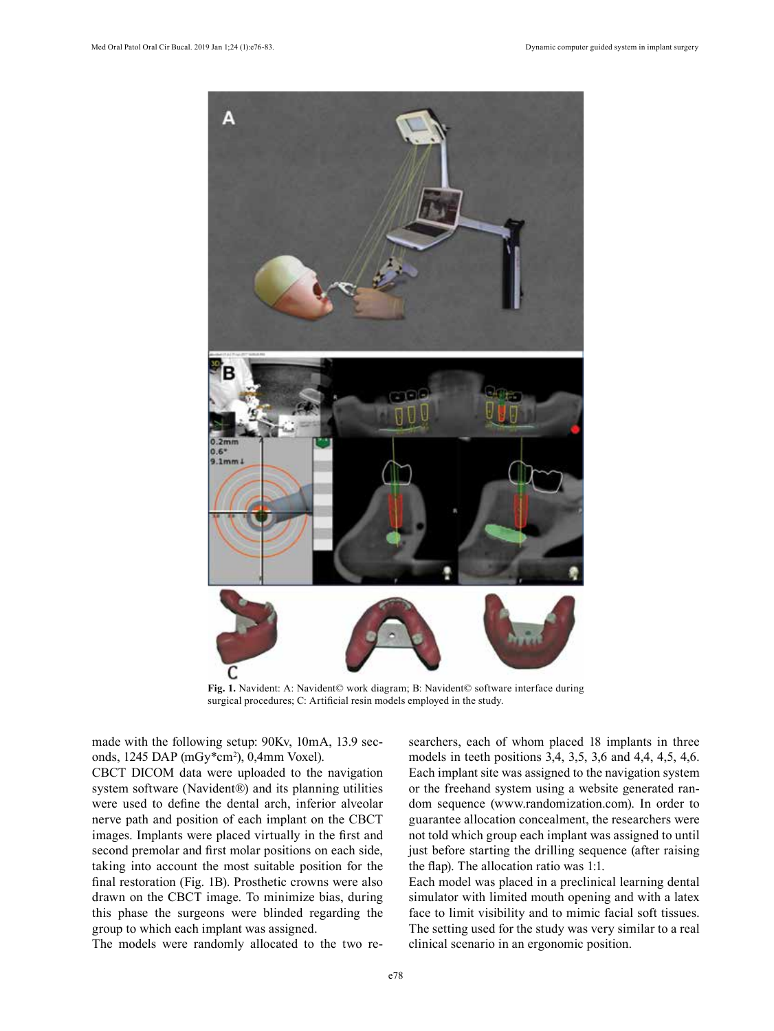**Fig. 1.** Navident: A: Navident© work diagram; B: Navident© software interface during surgical procedures; C: Artificial resin models employed in the study.

made with the following setup: 90Kv, 10mA, 13.9 seconds, 1245 DAP (mGy*cm$^2$), 0,4mm Voxel).

CBCT DICOM data were uploaded to the navigation system software (Navident®) and its planning utilities were used to define the dental arch, inferior alveolar nerve path and position of each implant on the CBCT images. Implants were placed virtually in the first and second premolar and first molar positions on each side, taking into account the most suitable position for the final restoration (Fig. 1B). Prosthetic crowns were also drawn on the CBCT image. To minimize bias, during this phase the surgeons were blinded regarding the group to which each implant was assigned.

The models were randomly allocated to the two researchers, each of whom placed 18 implants in three models in teeth positions 3,4, 3,5, 3,6 and 4,4, 4,5, 4,6. Each implant site was assigned to the navigation system or the freehand system using a website generated random sequence (www.randomization.com). In order to guarantee allocation concealment, the researchers were not told which group each implant was assigned to until just before starting the drilling sequence (after raising the flap). The allocation ratio was 1:1.

Each model was placed in a preclinical learning dental simulator with limited mouth opening and with a latex face to limit visibility and to mimic facial soft tissues. The setting used for the study was very similar to a real clinical scenario in an ergonomic position.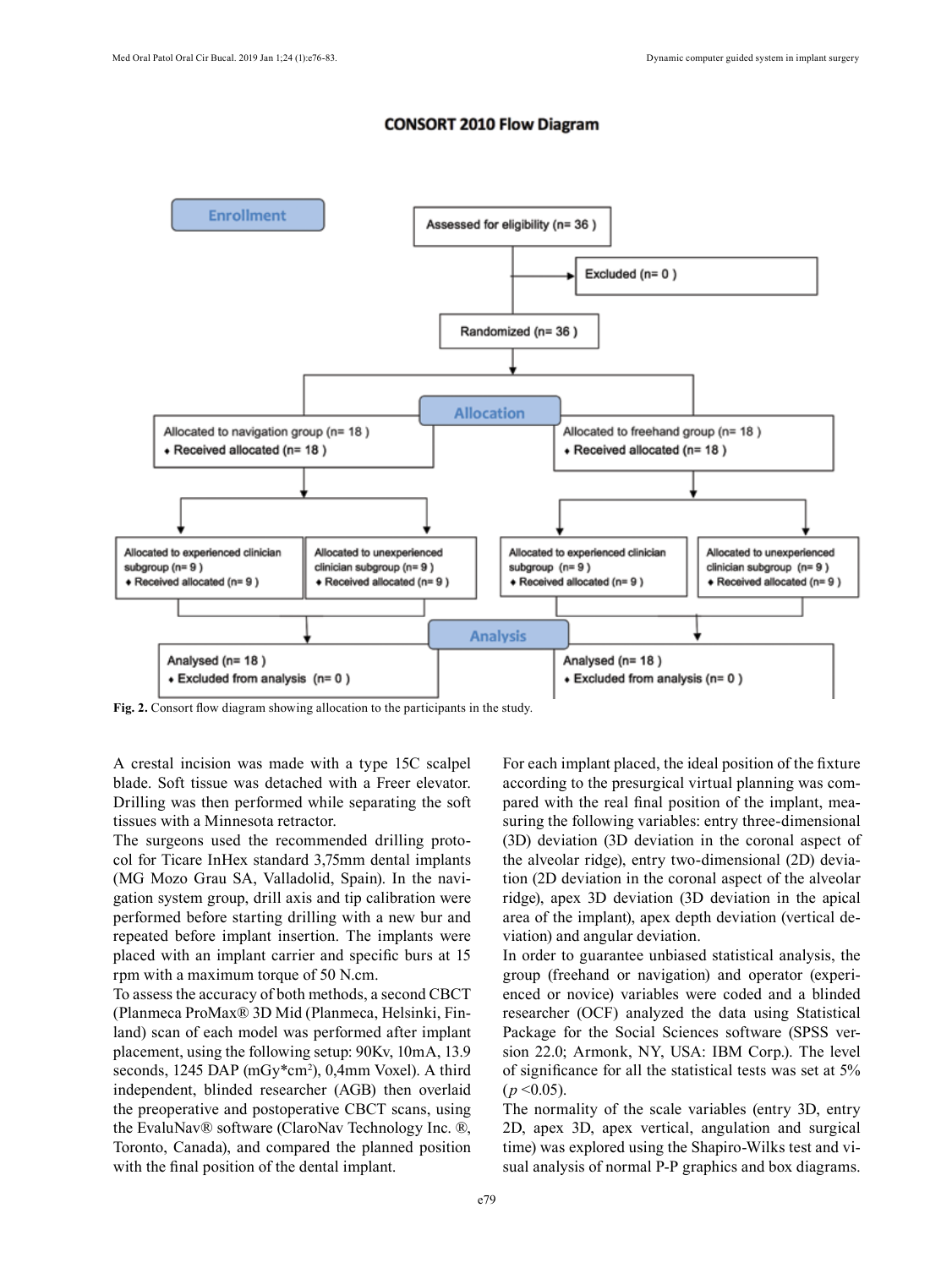**CONSORT 2010 Flow Diagram**

**Enrollment**

Assessed for eligibility (n= 36 )

Excluded (n= 0 )

Randomized (n= 36 )

**Allocation**

Allocated to navigation group (n= 18 )
- Received allocated (n= 18 )

Allocated to freehand group (n= 18 )
- Received allocated (n= 18 )

Allocated to experienced clinician subgroup (n= 9 )
- Received allocated (n= 9 )

Allocated to unexperienced clinician subgroup (n= 9 )
- Received allocated (n= 9 )

Allocated to experienced clinician subgroup (n= 9 )
- Received allocated (n= 9 )

Allocated to unexperienced clinician subgroup (n= 9 )
- Received allocated (n= 9 )

**Analysis**

Analysed (n= 18 )
- Excluded from analysis (n= 0 )

Analysed (n= 18 )
- Excluded from analysis (n= 0 )

**Fig. 2.** Consort flow diagram showing allocation to the participants in the study.

A crestal incision was made with a type 15C scalpel blade. Soft tissue was detached with a Freer elevator. Drilling was then performed while separating the soft tissues with a Minnesota retractor.

The surgeons used the recommended drilling protocol for Ticare InHex standard 3,75mm dental implants (MG Mozo Grau SA, Valladolid, Spain). In the navigation system group, drill axis and tip calibration were performed before starting drilling with a new bur and repeated before implant insertion. The implants were placed with an implant carrier and specific burs at 15 rpm with a maximum torque of 50 N.cm.

To assess the accuracy of both methods, a second CBCT (Planmeca ProMax® 3D Mid (Planmeca, Helsinki, Finland) scan of each model was performed after implant placement, using the following setup: 90Kv, 10mA, 13.9 seconds, 1245 DAP (mGy*cm$^2$), 0,4mm Voxel). A third independent, blinded researcher (AGB) then overlaid the preoperative and postoperative CBCT scans, using the EvaluNav® software (ClaroNav Technology Inc. ®, Toronto, Canada), and compared the planned position with the final position of the dental implant.

For each implant placed, the ideal position of the fixture according to the presurgical virtual planning was compared with the real final position of the implant, measuring the following variables: entry three-dimensional (3D) deviation (3D deviation in the coronal aspect of the alveolar ridge), entry two-dimensional (2D) deviation (2D deviation in the coronal aspect of the alveolar ridge), apex 3D deviation (3D deviation in the apical area of the implant), apex depth deviation (vertical deviation) and angular deviation.

In order to guarantee unbiased statistical analysis, the group (freehand or navigation) and operator (experienced or novice) variables were coded and a blinded researcher (OCF) analyzed the data using Statistical Package for the Social Sciences software (SPSS version 22.0; Armonk, NY, USA: IBM Corp.). The level of significance for all the statistical tests was set at 5% ($p < 0.05$).

The normality of the scale variables (entry 3D, entry 2D, apex 3D, apex vertical, angulation and surgical time) was explored using the Shapiro-Wilks test and visual analysis of normal P-P graphics and box diagrams.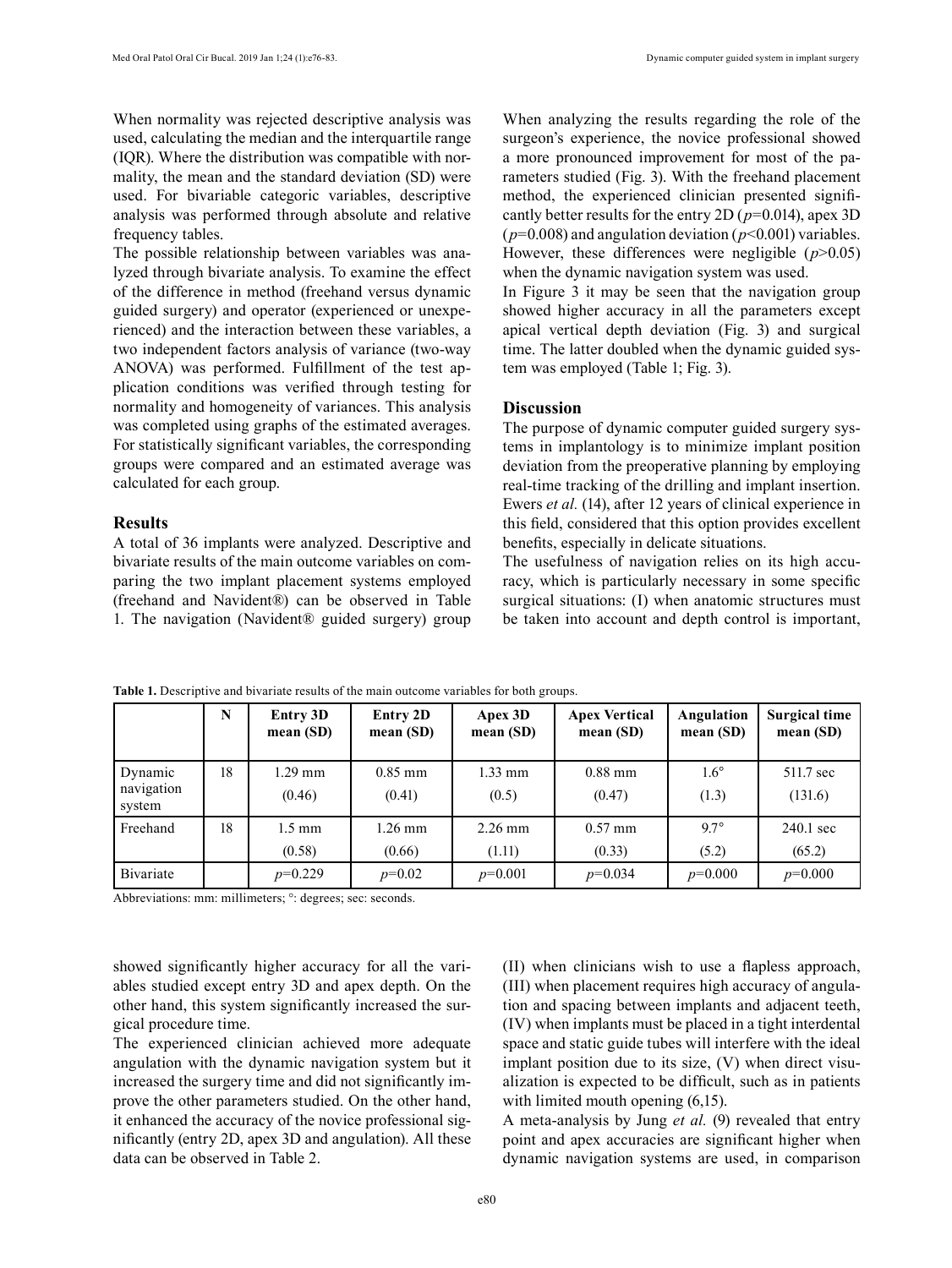When normality was rejected descriptive analysis was used, calculating the median and the interquartile range (IQR). Where the distribution was compatible with normality, the mean and the standard deviation (SD) were used. For bivariable categoric variables, descriptive analysis was performed through absolute and relative frequency tables.

The possible relationship between variables was analyzed through bivariate analysis. To examine the effect of the difference in method (freehand versus dynamic guided surgery) and operator (experienced or unexperienced) and the interaction between these variables, a two independent factors analysis of variance (two-way ANOVA) was performed. Fulfillment of the test application conditions was verified through testing for normality and homogeneity of variances. This analysis was completed using graphs of the estimated averages. For statistically significant variables, the corresponding groups were compared and an estimated average was calculated for each group.

## Results

A total of 36 implants were analyzed. Descriptive and bivariate results of the main outcome variables on comparing the two implant placement systems employed (freehand and Navident®) can be observed in Table 1. The navigation (Navident® guided surgery) group showed significantly higher accuracy for all the variables studied except entry 3D and apex depth. On the other hand, this system significantly increased the surgical procedure time.

The experienced clinician achieved more adequate angulation with the dynamic navigation system but it increased the surgery time and did not significantly improve the other parameters studied. On the other hand, it enhanced the accuracy of the novice professional significantly (entry 2D, apex 3D and angulation). All these data can be observed in Table 2.

When analyzing the results regarding the role of the surgeon's experience, the novice professional showed a more pronounced improvement for most of the parameters studied (Fig. 3). With the freehand placement method, the experienced clinician presented significantly better results for the entry 2D ($p$=0.014), apex 3D ($p$=0.008) and angulation deviation ($p$<0.001) variables. However, these differences were negligible ($p$>0.05) when the dynamic navigation system was used.

In Figure 3 it may be seen that the navigation group showed higher accuracy in all the parameters except apical vertical depth deviation (Fig. 3) and surgical time. The latter doubled when the dynamic guided system was employed (Table 1; Fig. 3).

**Table 1.** Descriptive and bivariate results of the main outcome variables for both groups.

| | N | Entry 3D mean (SD) | Entry 2D mean (SD) | Apex 3D mean (SD) | Apex Vertical mean (SD) | Angulation mean (SD) | Surgical time mean (SD) |
|---|---|---|---|---|---|---|---|
| Dynamic navigation system | 18 | 1.29 mm (0.46) | 0.85 mm (0.41) | 1.33 mm (0.5) | 0.88 mm (0.47) | 1.6° (1.3) | 511.7 sec (131.6) |
| Freehand | 18 | 1.5 mm (0.58) | 1.26 mm (0.66) | 2.26 mm (1.11) | 0.57 mm (0.33) | 9.7° (5.2) | 240.1 sec (65.2) |
| Bivariate | | $p$=0.229 | $p$=0.02 | $p$=0.001 | $p$=0.034 | $p$=0.000 | $p$=0.000 |

Abbreviations: mm: millimeters; °: degrees; sec: seconds.

## Discussion

The purpose of dynamic computer guided surgery systems in implantology is to minimize implant position deviation from the preoperative planning by employing real-time tracking of the drilling and implant insertion. Ewers *et al.* (14), after 12 years of clinical experience in this field, considered that this option provides excellent benefits, especially in delicate situations.

The usefulness of navigation relies on its high accuracy, which is particularly necessary in some specific surgical situations: (I) when anatomic structures must be taken into account and depth control is important, (II) when clinicians wish to use a flapless approach, (III) when placement requires high accuracy of angulation and spacing between implants and adjacent teeth, (IV) when implants must be placed in a tight interdental space and static guide tubes will interfere with the ideal implant position due to its size, (V) when direct visualization is expected to be difficult, such as in patients with limited mouth opening (6,15).

A meta-analysis by Jung *et al.* (9) revealed that entry point and apex accuracies are significant higher when dynamic navigation systems are used, in comparison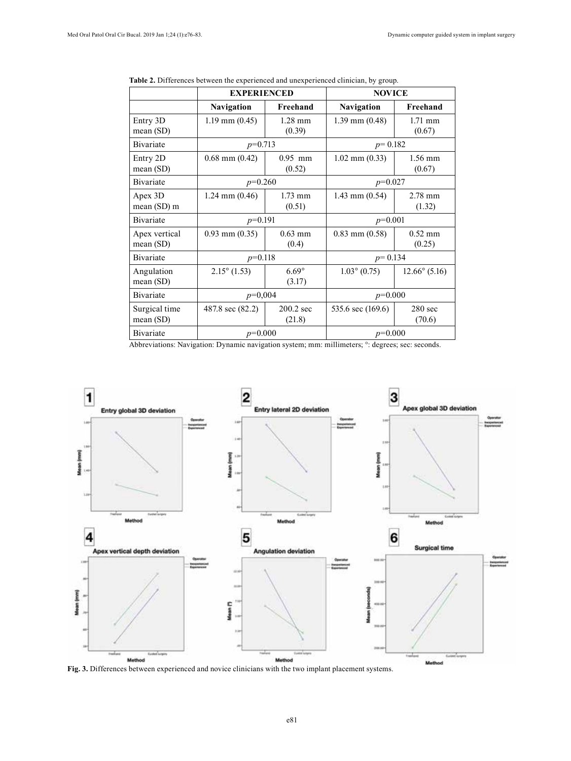**Table 2.** Differences between the experienced and unexperienced clinician, by group.

| | EXPERIENCED | | NOVICE | |
|---|---|---|---|---|
| | **Navigation** | **Freehand** | **Navigation** | **Freehand** |
| Entry 3D mean (SD) | 1.19 mm (0.45) | 1.28 mm (0.39) | 1.39 mm (0.48) | 1.71 mm (0.67) |
| Bivariate | $p$=0.713 | | $p$= 0.182 | |
| Entry 2D mean (SD) | 0.68 mm (0.42) | 0.95 mm (0.52) | 1.02 mm (0.33) | 1.56 mm (0.67) |
| Bivariate | $p$=0.260 | | $p$=0.027 | |
| Apex 3D mean (SD) m | 1.24 mm (0.46) | 1.73 mm (0.51) | 1.43 mm (0.54) | 2.78 mm (1.32) |
| Bivariate | $p$=0.191 | | $p$=0.001 | |
| Apex vertical mean (SD) | 0.93 mm (0.35) | 0.63 mm (0.4) | 0.83 mm (0.58) | 0.52 mm (0.25) |
| Bivariate | $p$=0.118 | | $p$= 0.134 | |
| Angulation mean (SD) | 2.15° (1.53) | 6.69° (3.17) | 1.03° (0.75) | 12.66° (5.16) |
| Bivariate | $p$=0,004 | | $p$=0.000 | |
| Surgical time mean (SD) | 487.8 sec (82.2) | 200.2 sec (21.8) | 535.6 sec (169.6) | 280 sec (70.6) |
| Bivariate | $p$=0.000 | | $p$=0.000 | |

Abbreviations: Navigation: Dynamic navigation system; mm: millimeters; °: degrees; sec: seconds.

**Fig. 3.** Differences between experienced and novice clinicians with the two implant placement systems.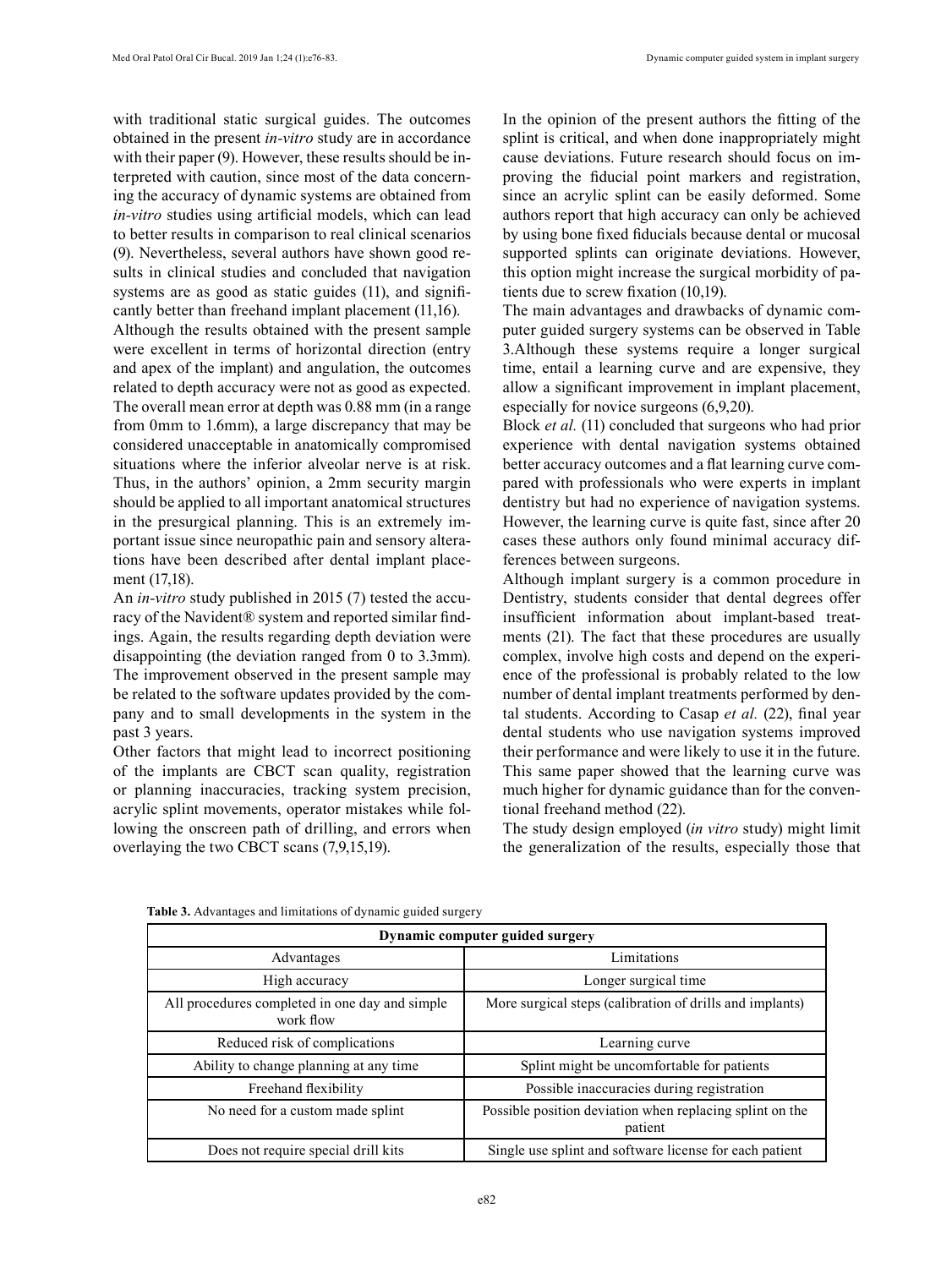with traditional static surgical guides. The outcomes obtained in the present *in-vitro* study are in accordance with their paper (9). However, these results should be interpreted with caution, since most of the data concerning the accuracy of dynamic systems are obtained from *in-vitro* studies using artificial models, which can lead to better results in comparison to real clinical scenarios (9). Nevertheless, several authors have shown good results in clinical studies and concluded that navigation systems are as good as static guides (11), and significantly better than freehand implant placement (11,16).

Although the results obtained with the present sample were excellent in terms of horizontal direction (entry and apex of the implant) and angulation, the outcomes related to depth accuracy were not as good as expected. The overall mean error at depth was 0.88 mm (in a range from 0mm to 1.6mm), a large discrepancy that may be considered unacceptable in anatomically compromised situations where the inferior alveolar nerve is at risk. Thus, in the authors' opinion, a 2mm security margin should be applied to all important anatomical structures in the presurgical planning. This is an extremely important issue since neuropathic pain and sensory alterations have been described after dental implant placement (17,18).

An *in-vitro* study published in 2015 (7) tested the accuracy of the Navident® system and reported similar findings. Again, the results regarding depth deviation were disappointing (the deviation ranged from 0 to 3.3mm). The improvement observed in the present sample may be related to the software updates provided by the company and to small developments in the system in the past 3 years.

Other factors that might lead to incorrect positioning of the implants are CBCT scan quality, registration or planning inaccuracies, tracking system precision, acrylic splint movements, operator mistakes while following the onscreen path of drilling, and errors when overlaying the two CBCT scans (7,9,15,19).

In the opinion of the present authors the fitting of the splint is critical, and when done inappropriately might cause deviations. Future research should focus on improving the fiducial point markers and registration, since an acrylic splint can be easily deformed. Some authors report that high accuracy can only be achieved by using bone fixed fiducials because dental or mucosal supported splints can originate deviations. However, this option might increase the surgical morbidity of patients due to screw fixation (10,19).

The main advantages and drawbacks of dynamic computer guided surgery systems can be observed in Table 3.Although these systems require a longer surgical time, entail a learning curve and are expensive, they allow a significant improvement in implant placement, especially for novice surgeons (6,9,20).

Block *et al.* (11) concluded that surgeons who had prior experience with dental navigation systems obtained better accuracy outcomes and a flat learning curve compared with professionals who were experts in implant dentistry but had no experience of navigation systems. However, the learning curve is quite fast, since after 20 cases these authors only found minimal accuracy differences between surgeons.

Although implant surgery is a common procedure in Dentistry, students consider that dental degrees offer insufficient information about implant-based treatments (21). The fact that these procedures are usually complex, involve high costs and depend on the experience of the professional is probably related to the low number of dental implant treatments performed by dental students. According to Casap *et al.* (22), final year dental students who use navigation systems improved their performance and were likely to use it in the future. This same paper showed that the learning curve was much higher for dynamic guidance than for the conventional freehand method (22).

The study design employed (*in vitro* study) might limit the generalization of the results, especially those that

**Table 3.** Advantages and limitations of dynamic guided surgery

| **Dynamic computer guided surgery** | |
|---|---|
| Advantages | Limitations |
| High accuracy | Longer surgical time |
| All procedures completed in one day and simple work flow | More surgical steps (calibration of drills and implants) |
| Reduced risk of complications | Learning curve |
| Ability to change planning at any time | Splint might be uncomfortable for patients |
| Freehand flexibility | Possible inaccuracies during registration |
| No need for a custom made splint | Possible position deviation when replacing splint on the patient |
| Does not require special drill kits | Single use splint and software license for each patient |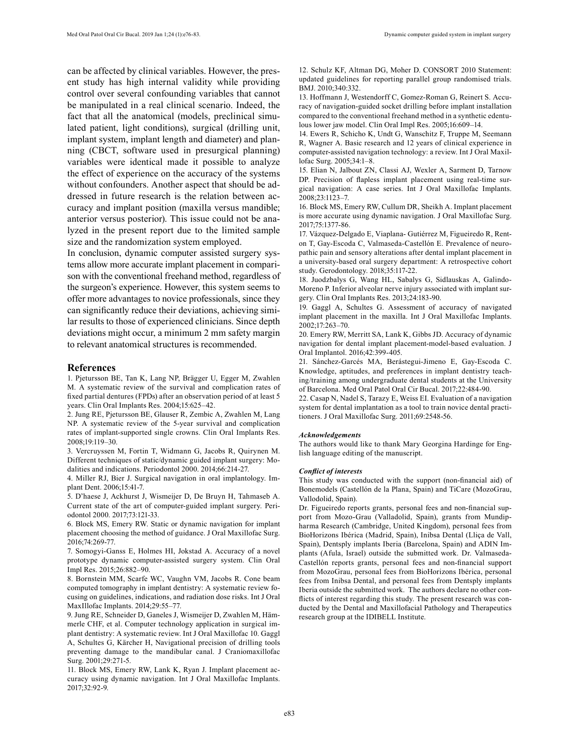can be affected by clinical variables. However, the present study has high internal validity while providing control over several confounding variables that cannot be manipulated in a real clinical scenario. Indeed, the fact that all the anatomical (models, preclinical simulated patient, light conditions), surgical (drilling unit, implant system, implant length and diameter) and planning (CBCT, software used in presurgical planning) variables were identical made it possible to analyze the effect of experience on the accuracy of the systems without confounders. Another aspect that should be addressed in future research is the relation between accuracy and implant position (maxilla versus mandible; anterior versus posterior). This issue could not be analyzed in the present report due to the limited sample size and the randomization system employed.

In conclusion, dynamic computer assisted surgery systems allow more accurate implant placement in comparison with the conventional freehand method, regardless of the surgeon's experience. However, this system seems to offer more advantages to novice professionals, since they can significantly reduce their deviations, achieving similar results to those of experienced clinicians. Since depth deviations might occur, a minimum 2 mm safety margin to relevant anatomical structures is recommended.

## References

1. Pjetursson BE, Tan K, Lang NP, Brägger U, Egger M, Zwahlen M. A systematic review of the survival and complication rates of fixed partial dentures (FPDs) after an observation period of at least 5 years. Clin Oral Implants Res. 2004;15:625–42.
2. Jung RE, Pjetursson BE, Glauser R, Zembic A, Zwahlen M, Lang NP. A systematic review of the 5-year survival and complication rates of implant-supported single crowns. Clin Oral Implants Res. 2008;19:119–30.
3. Vercruyssen M, Fortin T, Widmann G, Jacobs R, Quirynen M. Different techniques of static/dynamic guided implant surgery: Modalities and indications. Periodontol 2000. 2014;66:214-27.
4. Miller RJ, Bier J. Surgical navigation in oral implantology. Implant Dent. 2006;15:41-7.
5. D'haese J, Ackhurst J, Wismeijer D, De Bruyn H, Tahmaseb A. Current state of the art of computer-guided implant surgery. Periodontol 2000. 2017;73:121-33.
6. Block MS, Emery RW. Static or dynamic navigation for implant placement choosing the method of guidance. J Oral Maxillofac Surg. 2016;74:269-77.
7. Somogyi-Ganss E, Holmes HI, Jokstad A. Accuracy of a novel prototype dynamic computer-assisted surgery system. Clin Oral Impl Res. 2015;26:882–90.
8. Bornstein MM, Scarfe WC, Vaughn VM, Jacobs R. Cone beam computed tomography in implant dentistry: A systematic review focusing on guidelines, indications, and radiation dose risks. Int J Oral MaxIllofac Implants. 2014;29:55–77.
9. Jung RE, Schneider D, Ganeles J, Wismeijer D, Zwahlen M, Hämmerle CHF, et al. Computer technology application in surgical implant dentistry: A systematic review. Int J Oral Maxillofac 10. Gaggl A, Schultes G, Kärcher H, Navigational precision of drilling tools preventing damage to the mandibular canal. J Craniomaxillofac Surg. 2001;29:271-5.
11. Block MS, Emery RW, Lank K, Ryan J. Implant placement accuracy using dynamic navigation. Int J Oral Maxillofac Implants. 2017;32:92-9.
12. Schulz KF, Altman DG, Moher D. CONSORT 2010 Statement: updated guidelines for reporting parallel group randomised trials. BMJ. 2010;340:332.
13. Hoffmann J, Westendorff C, Gomez-Roman G, Reinert S. Accuracy of navigation-guided socket drilling before implant installation compared to the conventional freehand method in a synthetic edentulous lower jaw model. Clin Oral Impl Res. 2005;16:609–14.
14. Ewers R, Schicho K, Undt G, Wanschitz F, Truppe M, Seemann R, Wagner A. Basic research and 12 years of clinical experience in computer-assisted navigation technology: a review. Int J Oral Maxillofac Surg. 2005;34:1–8.
15. Elian N, Jalbout ZN, Classi AJ, Wexler A, Sarment D, Tarnow DP. Precision of flapless implant placement using real-time surgical navigation: A case series. Int J Oral Maxillofac Implants. 2008;23:1123–7.
16. Block MS, Emery RW, Cullum DR, Sheikh A. Implant placement is more accurate using dynamic navigation. J Oral Maxillofac Surg. 2017;75:1377-86.
17. Vázquez-Delgado E, Viaplana- Gutiérrez M, Figueiredo R, Renton T, Gay-Escoda C, Valmaseda-Castellón E. Prevalence of neuropathic pain and sensory alterations after dental implant placement in a university-based oral surgery department: A retrospective cohort study. Gerodontology. 2018;35:117-22.
18. Juodzbalys G, Wang HL, Sabalys G, Sidlauskas A, Galindo-Moreno P. Inferior alveolar nerve injury associated with implant surgery. Clin Oral Implants Res. 2013;24:183-90.
19. Gaggl A, Schultes G. Assessment of accuracy of navigated implant placement in the maxilla. Int J Oral Maxillofac Implants. 2002;17:263–70.
20. Emery RW, Merritt SA, Lank K, Gibbs JD. Accuracy of dynamic navigation for dental implant placement-model-based evaluation. J Oral Implantol. 2016;42:399-405.
21. Sánchez-Garcés MA, Berástegui-Jimeno E, Gay-Escoda C. Knowledge, aptitudes, and preferences in implant dentistry teaching/training among undergraduate dental students at the University of Barcelona. Med Oral Patol Oral Cir Bucal. 2017;22:484-90.
22. Casap N, Nadel S, Tarazy E, Weiss EI. Evaluation of a navigation system for dental implantation as a tool to train novice dental practitioners. J Oral Maxillofac Surg. 2011;69:2548-56.

#### *Acknowledgements*

The authors would like to thank Mary Georgina Hardinge for English language editing of the manuscript.

#### *Conflict of interests*

This study was conducted with the support (non-financial aid) of Bonemodels (Castellón de la Plana, Spain) and TiCare (MozoGrau, Vallodolid, Spain).

Dr. Figueiredo reports grants, personal fees and non-financial support from Mozo-Grau (Valladolid, Spain), grants from Mundipharma Research (Cambridge, United Kingdom), personal fees from BioHorizons Ibérica (Madrid, Spain), Inibsa Dental (Lliça de Vall, Spain), Dentsply implants Iberia (Barcelona, Spain) and ADIN Implants (Afula, Israel) outside the submitted work. Dr. Valmaseda-Castellón reports grants, personal fees and non-financial support from MozoGrau, personal fees from BioHorizons Ibérica, personal fees from Inibsa Dental, and personal fees from Dentsply implants Iberia outside the submitted work. The authors declare no other conflicts of interest regarding this study. The present research was conducted by the Dental and Maxillofacial Pathology and Therapeutics research group at the IDIBELL Institute.